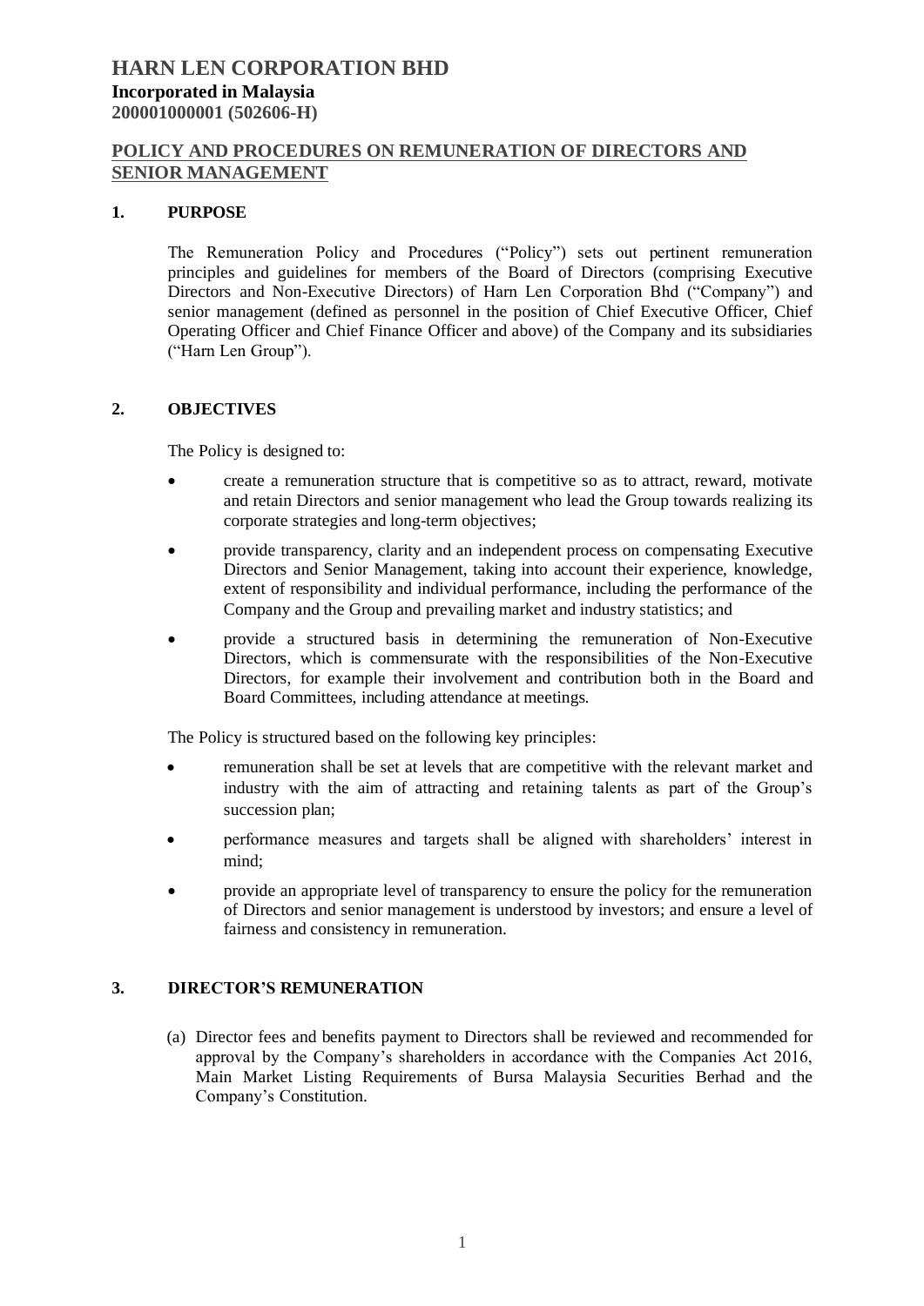# HARN LEN CORPORATION BHD

**Incorporated in Malaysia**
**200001000001 (502606-H)**

## POLICY AND PROCEDURES ON REMUNERATION OF DIRECTORS AND SENIOR MANAGEMENT

### 1. PURPOSE

The Remuneration Policy and Procedures ("Policy") sets out pertinent remuneration principles and guidelines for members of the Board of Directors (comprising Executive Directors and Non-Executive Directors) of Harn Len Corporation Bhd ("Company") and senior management (defined as personnel in the position of Chief Executive Officer, Chief Operating Officer and Chief Finance Officer and above) of the Company and its subsidiaries ("Harn Len Group").

### 2. OBJECTIVES

The Policy is designed to:

- create a remuneration structure that is competitive so as to attract, reward, motivate and retain Directors and senior management who lead the Group towards realizing its corporate strategies and long-term objectives;
- provide transparency, clarity and an independent process on compensating Executive Directors and Senior Management, taking into account their experience, knowledge, extent of responsibility and individual performance, including the performance of the Company and the Group and prevailing market and industry statistics; and
- provide a structured basis in determining the remuneration of Non-Executive Directors, which is commensurate with the responsibilities of the Non-Executive Directors, for example their involvement and contribution both in the Board and Board Committees, including attendance at meetings.

The Policy is structured based on the following key principles:

- remuneration shall be set at levels that are competitive with the relevant market and industry with the aim of attracting and retaining talents as part of the Group's succession plan;
- performance measures and targets shall be aligned with shareholders' interest in mind;
- provide an appropriate level of transparency to ensure the policy for the remuneration of Directors and senior management is understood by investors; and ensure a level of fairness and consistency in remuneration.

### 3. DIRECTOR'S REMUNERATION

(a) Director fees and benefits payment to Directors shall be reviewed and recommended for approval by the Company's shareholders in accordance with the Companies Act 2016, Main Market Listing Requirements of Bursa Malaysia Securities Berhad and the Company's Constitution.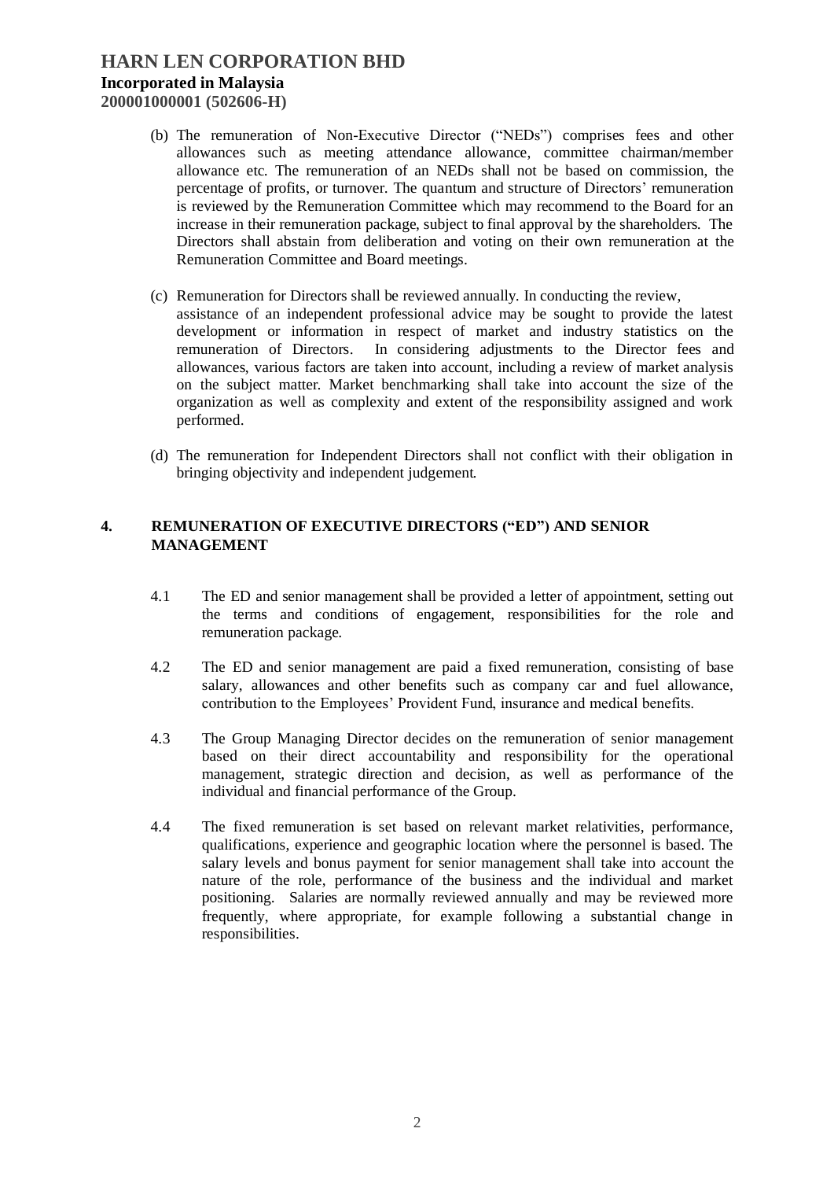(b) The remuneration of Non-Executive Director ("NEDs") comprises fees and other allowances such as meeting attendance allowance, committee chairman/member allowance etc. The remuneration of an NEDs shall not be based on commission, the percentage of profits, or turnover. The quantum and structure of Directors' remuneration is reviewed by the Remuneration Committee which may recommend to the Board for an increase in their remuneration package, subject to final approval by the shareholders. The Directors shall abstain from deliberation and voting on their own remuneration at the Remuneration Committee and Board meetings.

(c) Remuneration for Directors shall be reviewed annually. In conducting the review, assistance of an independent professional advice may be sought to provide the latest development or information in respect of market and industry statistics on the remuneration of Directors. In considering adjustments to the Director fees and allowances, various factors are taken into account, including a review of market analysis on the subject matter. Market benchmarking shall take into account the size of the organization as well as complexity and extent of the responsibility assigned and work performed.

(d) The remuneration for Independent Directors shall not conflict with their obligation in bringing objectivity and independent judgement.

## 4. REMUNERATION OF EXECUTIVE DIRECTORS ("ED") AND SENIOR MANAGEMENT

4.1 The ED and senior management shall be provided a letter of appointment, setting out the terms and conditions of engagement, responsibilities for the role and remuneration package.

4.2 The ED and senior management are paid a fixed remuneration, consisting of base salary, allowances and other benefits such as company car and fuel allowance, contribution to the Employees' Provident Fund, insurance and medical benefits.

4.3 The Group Managing Director decides on the remuneration of senior management based on their direct accountability and responsibility for the operational management, strategic direction and decision, as well as performance of the individual and financial performance of the Group.

4.4 The fixed remuneration is set based on relevant market relativities, performance, qualifications, experience and geographic location where the personnel is based. The salary levels and bonus payment for senior management shall take into account the nature of the role, performance of the business and the individual and market positioning. Salaries are normally reviewed annually and may be reviewed more frequently, where appropriate, for example following a substantial change in responsibilities.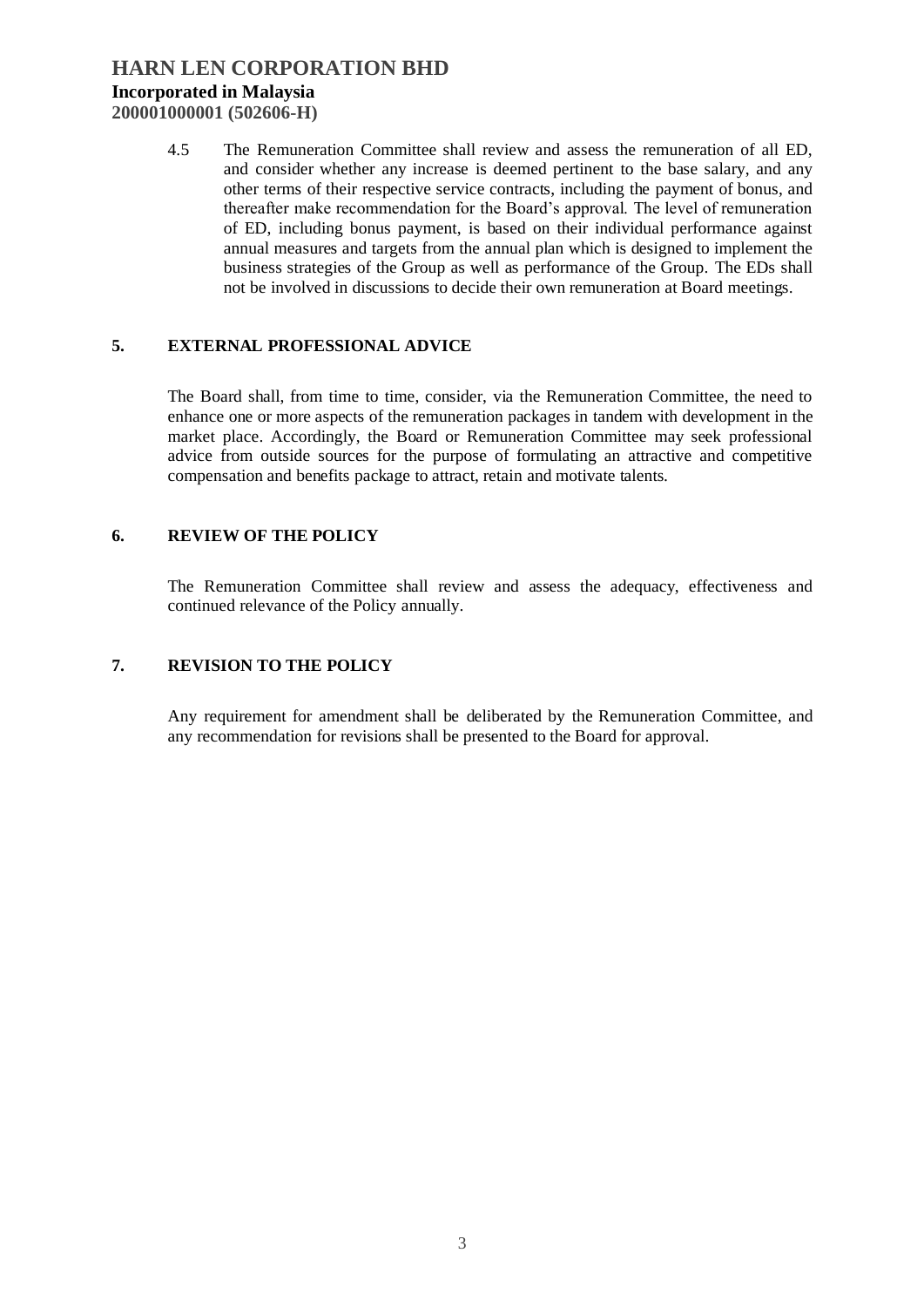4.5 The Remuneration Committee shall review and assess the remuneration of all ED, and consider whether any increase is deemed pertinent to the base salary, and any other terms of their respective service contracts, including the payment of bonus, and thereafter make recommendation for the Board's approval. The level of remuneration of ED, including bonus payment, is based on their individual performance against annual measures and targets from the annual plan which is designed to implement the business strategies of the Group as well as performance of the Group. The EDs shall not be involved in discussions to decide their own remuneration at Board meetings.

## 5. EXTERNAL PROFESSIONAL ADVICE

The Board shall, from time to time, consider, via the Remuneration Committee, the need to enhance one or more aspects of the remuneration packages in tandem with development in the market place. Accordingly, the Board or Remuneration Committee may seek professional advice from outside sources for the purpose of formulating an attractive and competitive compensation and benefits package to attract, retain and motivate talents.

## 6. REVIEW OF THE POLICY

The Remuneration Committee shall review and assess the adequacy, effectiveness and continued relevance of the Policy annually.

## 7. REVISION TO THE POLICY

Any requirement for amendment shall be deliberated by the Remuneration Committee, and any recommendation for revisions shall be presented to the Board for approval.